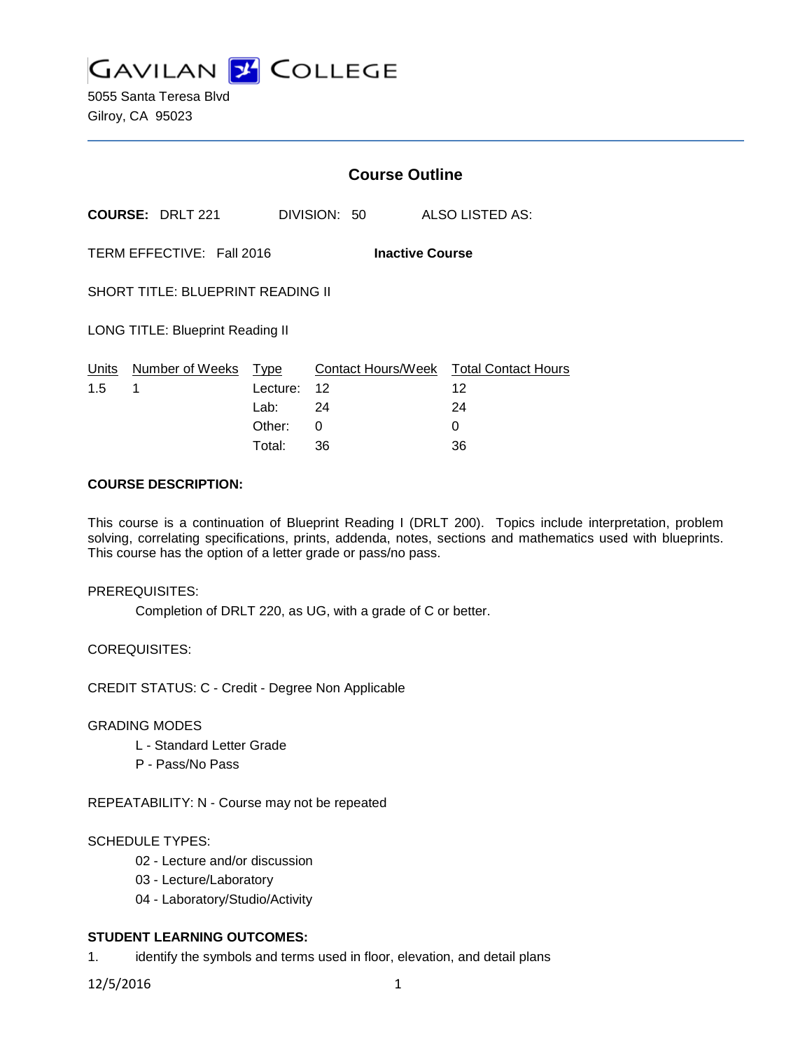# GAVILAN COLLEGE

5055 Santa Teresa Blvd
Gilroy, CA 95023

## Course Outline

**COURSE:** DRLT 221 DIVISION: 50 ALSO LISTED AS:

TERM EFFECTIVE: Fall 2016 **Inactive Course**

SHORT TITLE: BLUEPRINT READING II

LONG TITLE: Blueprint Reading II

| Units | Number of Weeks | Type | Contact Hours/Week | Total Contact Hours |
|---|---|---|---|---|
| 1.5 | 1 | Lecture: | 12 | 12 |
| | | Lab: | 24 | 24 |
| | | Other: | 0 | 0 |
| | | Total: | 36 | 36 |

**COURSE DESCRIPTION:**

This course is a continuation of Blueprint Reading I (DRLT 200). Topics include interpretation, problem solving, correlating specifications, prints, addenda, notes, sections and mathematics used with blueprints. This course has the option of a letter grade or pass/no pass.

PREREQUISITES:

Completion of DRLT 220, as UG, with a grade of C or better.

COREQUISITES:

CREDIT STATUS: C - Credit - Degree Non Applicable

GRADING MODES

L - Standard Letter Grade

P - Pass/No Pass

REPEATABILITY: N - Course may not be repeated

SCHEDULE TYPES:

02 - Lecture and/or discussion

03 - Lecture/Laboratory

04 - Laboratory/Studio/Activity

**STUDENT LEARNING OUTCOMES:**

1. identify the symbols and terms used in floor, elevation, and detail plans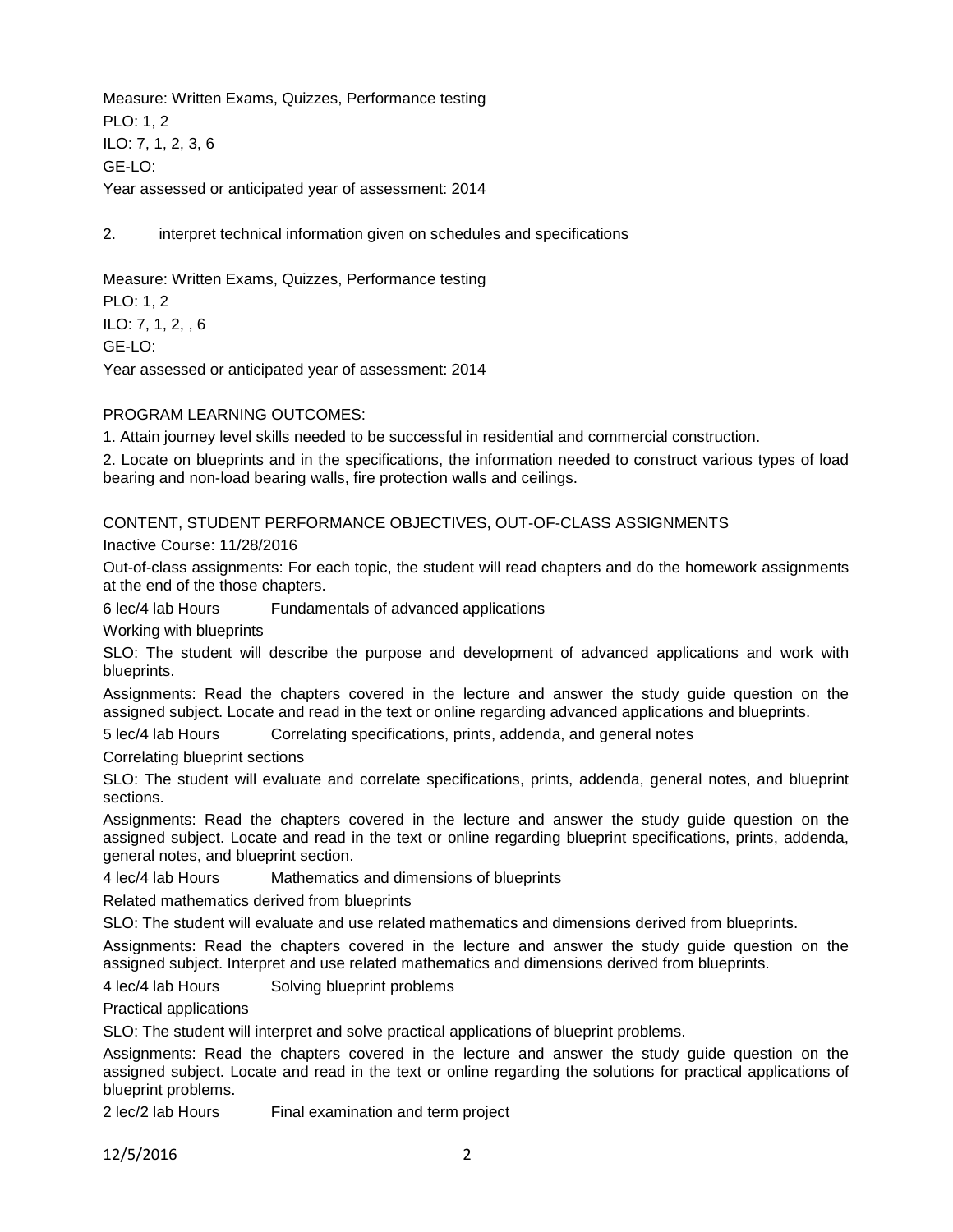Measure: Written Exams, Quizzes, Performance testing
PLO: 1, 2
ILO: 7, 1, 2, 3, 6
GE-LO:
Year assessed or anticipated year of assessment: 2014

2. interpret technical information given on schedules and specifications

Measure: Written Exams, Quizzes, Performance testing
PLO: 1, 2
ILO: 7, 1, 2, , 6
GE-LO:
Year assessed or anticipated year of assessment: 2014

PROGRAM LEARNING OUTCOMES:

1. Attain journey level skills needed to be successful in residential and commercial construction.

2. Locate on blueprints and in the specifications, the information needed to construct various types of load bearing and non-load bearing walls, fire protection walls and ceilings.

CONTENT, STUDENT PERFORMANCE OBJECTIVES, OUT-OF-CLASS ASSIGNMENTS

Inactive Course: 11/28/2016

Out-of-class assignments: For each topic, the student will read chapters and do the homework assignments at the end of the those chapters.

6 lec/4 lab Hours Fundamentals of advanced applications

Working with blueprints

SLO: The student will describe the purpose and development of advanced applications and work with blueprints.

Assignments: Read the chapters covered in the lecture and answer the study guide question on the assigned subject. Locate and read in the text or online regarding advanced applications and blueprints.

5 lec/4 lab Hours Correlating specifications, prints, addenda, and general notes

Correlating blueprint sections

SLO: The student will evaluate and correlate specifications, prints, addenda, general notes, and blueprint sections.

Assignments: Read the chapters covered in the lecture and answer the study guide question on the assigned subject. Locate and read in the text or online regarding blueprint specifications, prints, addenda, general notes, and blueprint section.

4 lec/4 lab Hours Mathematics and dimensions of blueprints

Related mathematics derived from blueprints

SLO: The student will evaluate and use related mathematics and dimensions derived from blueprints.

Assignments: Read the chapters covered in the lecture and answer the study guide question on the assigned subject. Interpret and use related mathematics and dimensions derived from blueprints.

4 lec/4 lab Hours Solving blueprint problems

Practical applications

SLO: The student will interpret and solve practical applications of blueprint problems.

Assignments: Read the chapters covered in the lecture and answer the study guide question on the assigned subject. Locate and read in the text or online regarding the solutions for practical applications of blueprint problems.

2 lec/2 lab Hours Final examination and term project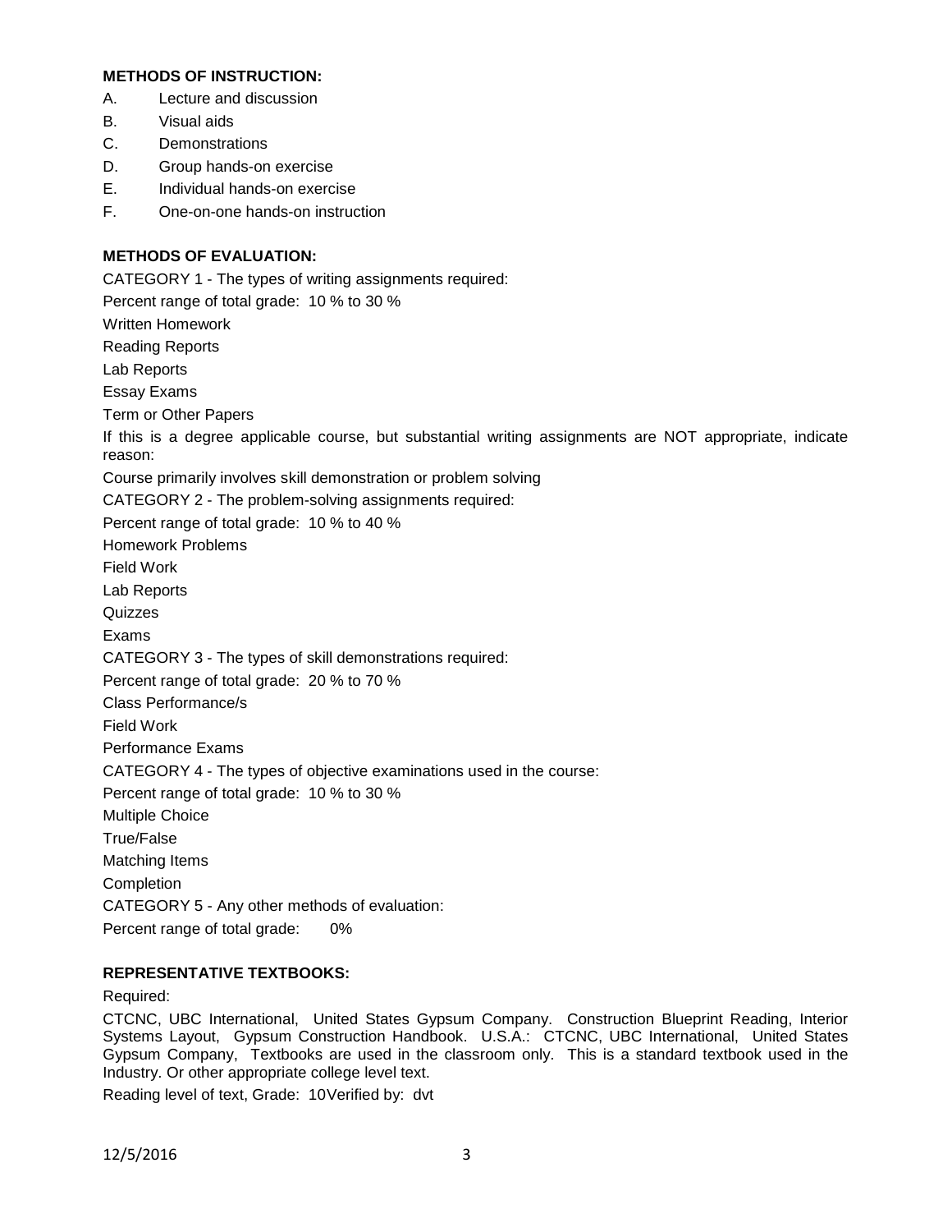**METHODS OF INSTRUCTION:**

A. Lecture and discussion
B. Visual aids
C. Demonstrations
D. Group hands-on exercise
E. Individual hands-on exercise
F. One-on-one hands-on instruction

**METHODS OF EVALUATION:**

CATEGORY 1 - The types of writing assignments required:

Percent range of total grade: 10 % to 30 %

Written Homework

Reading Reports

Lab Reports

Essay Exams

Term or Other Papers

If this is a degree applicable course, but substantial writing assignments are NOT appropriate, indicate reason:

Course primarily involves skill demonstration or problem solving

CATEGORY 2 - The problem-solving assignments required:

Percent range of total grade: 10 % to 40 %

Homework Problems

Field Work

Lab Reports

Quizzes

Exams

CATEGORY 3 - The types of skill demonstrations required:

Percent range of total grade: 20 % to 70 %

Class Performance/s

Field Work

Performance Exams

CATEGORY 4 - The types of objective examinations used in the course:

Percent range of total grade: 10 % to 30 %

Multiple Choice

True/False

Matching Items

Completion

CATEGORY 5 - Any other methods of evaluation:

Percent range of total grade: 0%

**REPRESENTATIVE TEXTBOOKS:**

Required:

CTCNC, UBC International, United States Gypsum Company. Construction Blueprint Reading, Interior Systems Layout, Gypsum Construction Handbook. U.S.A.: CTCNC, UBC International, United States Gypsum Company, Textbooks are used in the classroom only. This is a standard textbook used in the Industry. Or other appropriate college level text.

Reading level of text, Grade: 10Verified by: dvt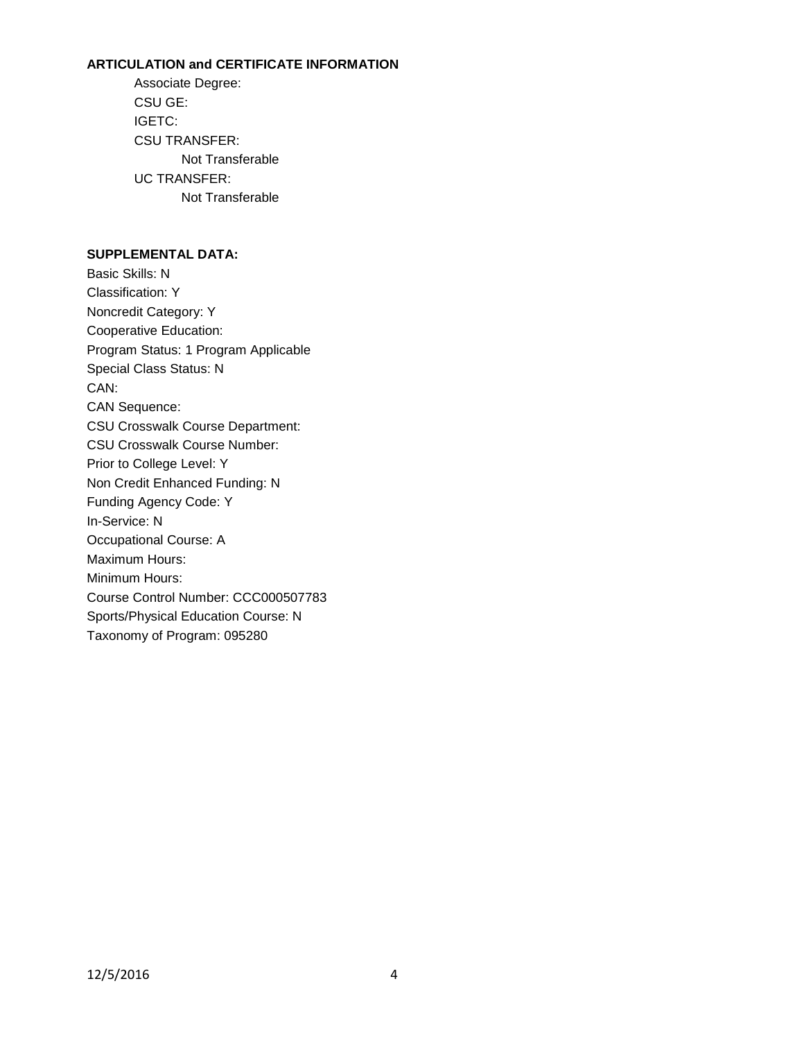**ARTICULATION and CERTIFICATE INFORMATION**

Associate Degree:
CSU GE:
IGETC:
CSU TRANSFER:
Not Transferable
UC TRANSFER:
Not Transferable

**SUPPLEMENTAL DATA:**

Basic Skills: N
Classification: Y
Noncredit Category: Y
Cooperative Education:
Program Status: 1 Program Applicable
Special Class Status: N
CAN:
CAN Sequence:
CSU Crosswalk Course Department:
CSU Crosswalk Course Number:
Prior to College Level: Y
Non Credit Enhanced Funding: N
Funding Agency Code: Y
In-Service: N
Occupational Course: A
Maximum Hours:
Minimum Hours:
Course Control Number: CCC000507783
Sports/Physical Education Course: N
Taxonomy of Program: 095280